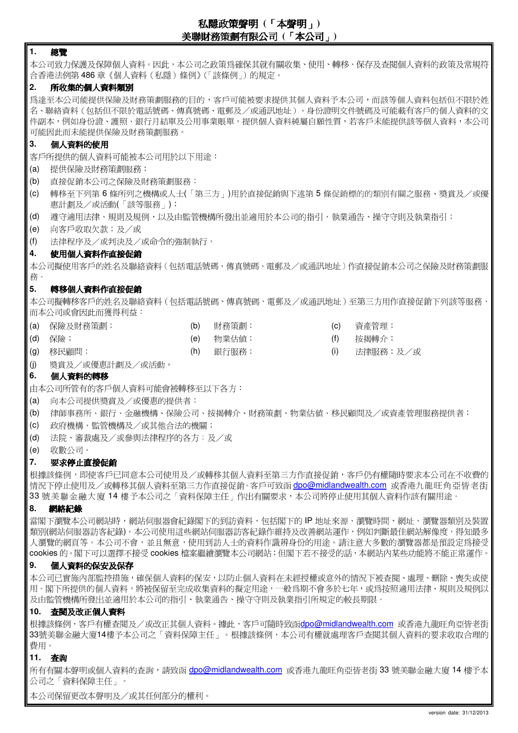# 私隱政策聲明（「本聲明」）
# 美聯財務策劃有限公司（「本公司」）

## 1. 總覽

本公司致力保護及保障個人資料。因此，本公司之政策為確保其就有關收集、使用、轉移、保存及查閱個人資料的政策及常規符合香港法例第 486 章《個人資料（私隱）條例》(「該條例」) 的規定。

## 2. 所收集的個人資料類別

為達至本公司能提供保險及財務策劃服務的目的，客戶可能被要求提供其個人資料予本公司，而該等個人資料包括但不限於姓名、聯絡資料（包括但不限於電話號碼、傳真號碼、電郵及／或通訊地址）、身份證明文件號碼及可能載有客戶的個人資料的文件副本，例如身份證、護照、銀行月結單及公用事業賬單。提供個人資料純屬自願性質，若客戶未能提供該等個人資料，本公司可能因此而未能提供保險及財務策劃服務。

## 3. 個人資料的使用

客戶所提供的個人資料可能被本公司用於以下用途：

(a) 提供保險及財務策劃服務；
(b) 直接促銷本公司之保險及財務策劃服務；
(c) 轉移至下列第 6 條所列之機構或人士(「第三方」)用於直接促銷與下述第 5 條促銷標的的類別有關之服務、獎賞及／或優惠計劃及／或活動(「該等服務」)；
(d) 遵守適用法律、規則及規例，以及由監管機構所發出並適用於本公司的指引、執業通告、操守守則及執業指引；
(e) 向客戶收取欠款；及／或
(f) 法律程序及／或判決及／或命令的強制執行。

## 4. 使用個人資料作直接促銷

本公司擬使用客戶的姓名及聯絡資料（包括電話號碼、傳真號碼、電郵及／或通訊地址）作直接促銷本公司之保險及財務策劃服務。

## 5. 轉移個人資料作直接促銷

本公司擬轉移客戶的姓名及聯絡資料（包括電話號碼、傳真號碼、電郵及／或通訊地址）至第三方用作直接促銷下列該等服務，而本公司或會因此而獲得利益：

(a) 保險及財務策劃；
(b) 財務策劃；
(c) 資產管理；
(d) 保險；
(e) 物業估值；
(f) 按揭轉介；
(g) 移民顧問；
(h) 銀行服務；
(i) 法律服務；及／或
(j) 獎賞及／或優惠計劃及／或活動。

## 6. 個人資料的轉移

由本公司所管有的客戶個人資料可能會被轉移至以下各方：

(a) 向本公司提供獎賞及／或優惠的提供者；
(b) 律師事務所、銀行、金融機構、保險公司、按揭轉介、財務策劃、物業估值、移民顧問及／或資產管理服務提供者；
(c) 政府機構、監管機構及／或其他合法的機關；
(d) 法院、審裁處及／或參與法律程序的各方；及／或
(e) 收數公司。

## 7. 要求停止直接促銷

根據該條例，即使客戶已同意本公司使用及／或轉移其個人資料至第三方作直接促銷，客戶仍有權隨時要求本公司在不收費的情況下停止使用及／或轉移其個人資料至第三方作直接促銷。客戶可致函 dpo@midlandwealth.com 或香港九龍旺角亞皆老街 33 號美聯金融大廈 14 樓予本公司之「資料保障主任」作出有關要求，本公司將停止使用其個人資料作該有關用途。

## 8. 網絡紀錄

當閣下瀏覽本公司網站時，網站伺服器會紀錄閣下的到訪資料，包括閣下的 IP 地址來源、瀏覽時間、網址、瀏覽器類別及裝置類別(網站伺服器訪客紀錄)。本公司使用這些網站伺服器訪客紀錄作維持及改善網站運作，例如判斷最佳網站解像度，得知最多人瀏覽的網頁等。本公司不會，並且無意，使用到訪人士的資料作識辨身份的用途。請注意大多數的瀏覽器都是預設定為接受 cookies 的。閣下可以選擇不接受 cookies 檔案繼續瀏覽本公司網站；但閣下若不接受的話，本網站內某些功能將不能正常運作。

## 9. 個人資料的保安及保存

本公司已實施內部監控措施，確保個人資料的保安，以防止個人資料在未經授權或意外的情況下被查閱、處理、刪除、喪失或使用。閣下所提供的個人資料，將被保留至完成收集資料的擬定用途，一般為期不會多於七年，或為按照適用法律、規則及規例以及由監管機構所發出並適用於本公司的指引、執業通告、操守守則及執業指引所規定的較長期限。

## 10. 查閱及改正個人資料

根據該條例，客戶有權查閱及／或改正其個人資料。據此，客戶可隨時致函dpo@midlandwealth.com 或香港九龍旺角亞皆老街33號美聯金融大廈14樓予本公司之「資料保障主任」。根據該條例，本公司有權就處理客戶查閱其個人資料的要求收取合理的費用。

## 11. 查詢

所有有關本聲明或個人資料的查詢，請致函 dpo@midlandwealth.com 或香港九龍旺角亞皆老街 33 號美聯金融大廈 14 樓予本公司之「資料保障主任」。

本公司保留更改本聲明及／或其任何部分的權利。

version date: 31/12/2013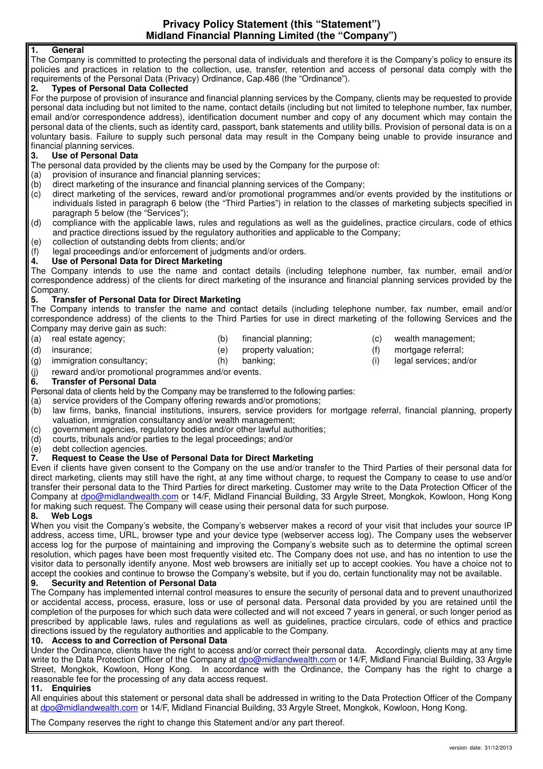# Privacy Policy Statement (this "Statement")
# Midland Financial Planning Limited (the "Company")

## 1. General

The Company is committed to protecting the personal data of individuals and therefore it is the Company's policy to ensure its policies and practices in relation to the collection, use, transfer, retention and access of personal data comply with the requirements of the Personal Data (Privacy) Ordinance, Cap.486 (the "Ordinance").

## 2. Types of Personal Data Collected

For the purpose of provision of insurance and financial planning services by the Company, clients may be requested to provide personal data including but not limited to the name, contact details (including but not limited to telephone number, fax number, email and/or correspondence address), identification document number and copy of any document which may contain the personal data of the clients, such as identity card, passport, bank statements and utility bills. Provision of personal data is on a voluntary basis. Failure to supply such personal data may result in the Company being unable to provide insurance and financial planning services.

## 3. Use of Personal Data

The personal data provided by the clients may be used by the Company for the purpose of:

(a) provision of insurance and financial planning services;
(b) direct marketing of the insurance and financial planning services of the Company;
(c) direct marketing of the services, reward and/or promotional programmes and/or events provided by the institutions or individuals listed in paragraph 6 below (the "Third Parties") in relation to the classes of marketing subjects specified in paragraph 5 below (the "Services");
(d) compliance with the applicable laws, rules and regulations as well as the guidelines, practice circulars, code of ethics and practice directions issued by the regulatory authorities and applicable to the Company;
(e) collection of outstanding debts from clients; and/or
(f) legal proceedings and/or enforcement of judgments and/or orders.

## 4. Use of Personal Data for Direct Marketing

The Company intends to use the name and contact details (including telephone number, fax number, email and/or correspondence address) of the clients for direct marketing of the insurance and financial planning services provided by the Company.

## 5. Transfer of Personal Data for Direct Marketing

The Company intends to transfer the name and contact details (including telephone number, fax number, email and/or correspondence address) of the clients to the Third Parties for use in direct marketing of the following Services and the Company may derive gain as such:

(a) real estate agency;
(b) financial planning;
(c) wealth management;
(d) insurance;
(e) property valuation;
(f) mortgage referral;
(g) immigration consultancy;
(h) banking;
(i) legal services; and/or
(j) reward and/or promotional programmes and/or events.

## 6. Transfer of Personal Data

Personal data of clients held by the Company may be transferred to the following parties:

(a) service providers of the Company offering rewards and/or promotions;
(b) law firms, banks, financial institutions, insurers, service providers for mortgage referral, financial planning, property valuation, immigration consultancy and/or wealth management;
(c) government agencies, regulatory bodies and/or other lawful authorities;
(d) courts, tribunals and/or parties to the legal proceedings; and/or
(e) debt collection agencies.

## 7. Request to Cease the Use of Personal Data for Direct Marketing

Even if clients have given consent to the Company on the use and/or transfer to the Third Parties of their personal data for direct marketing, clients may still have the right, at any time without charge, to request the Company to cease to use and/or transfer their personal data to the Third Parties for direct marketing. Customer may write to the Data Protection Officer of the Company at dpo@midlandwealth.com or 14/F, Midland Financial Building, 33 Argyle Street, Mongkok, Kowloon, Hong Kong for making such request. The Company will cease using their personal data for such purpose.

## 8. Web Logs

When you visit the Company's website, the Company's webserver makes a record of your visit that includes your source IP address, access time, URL, browser type and your device type (webserver access log). The Company uses the webserver access log for the purpose of maintaining and improving the Company's website such as to determine the optimal screen resolution, which pages have been most frequently visited etc. The Company does not use, and has no intention to use the visitor data to personally identify anyone. Most web browsers are initially set up to accept cookies. You have a choice not to accept the cookies and continue to browse the Company's website, but if you do, certain functionality may not be available.

## 9. Security and Retention of Personal Data

The Company has implemented internal control measures to ensure the security of personal data and to prevent unauthorized or accidental access, process, erasure, loss or use of personal data. Personal data provided by you are retained until the completion of the purposes for which such data were collected and will not exceed 7 years in general, or such longer period as prescribed by applicable laws, rules and regulations as well as guidelines, practice circulars, code of ethics and practice directions issued by the regulatory authorities and applicable to the Company.

## 10. Access to and Correction of Personal Data

Under the Ordinance, clients have the right to access and/or correct their personal data. Accordingly, clients may at any time write to the Data Protection Officer of the Company at dpo@midlandwealth.com or 14/F, Midland Financial Building, 33 Argyle Street, Mongkok, Kowloon, Hong Kong. In accordance with the Ordinance, the Company has the right to charge a reasonable fee for the processing of any data access request.

## 11. Enquiries

All enquiries about this statement or personal data shall be addressed in writing to the Data Protection Officer of the Company at dpo@midlandwealth.com or 14/F, Midland Financial Building, 33 Argyle Street, Mongkok, Kowloon, Hong Kong.

The Company reserves the right to change this Statement and/or any part thereof.

version date: 31/12/2013